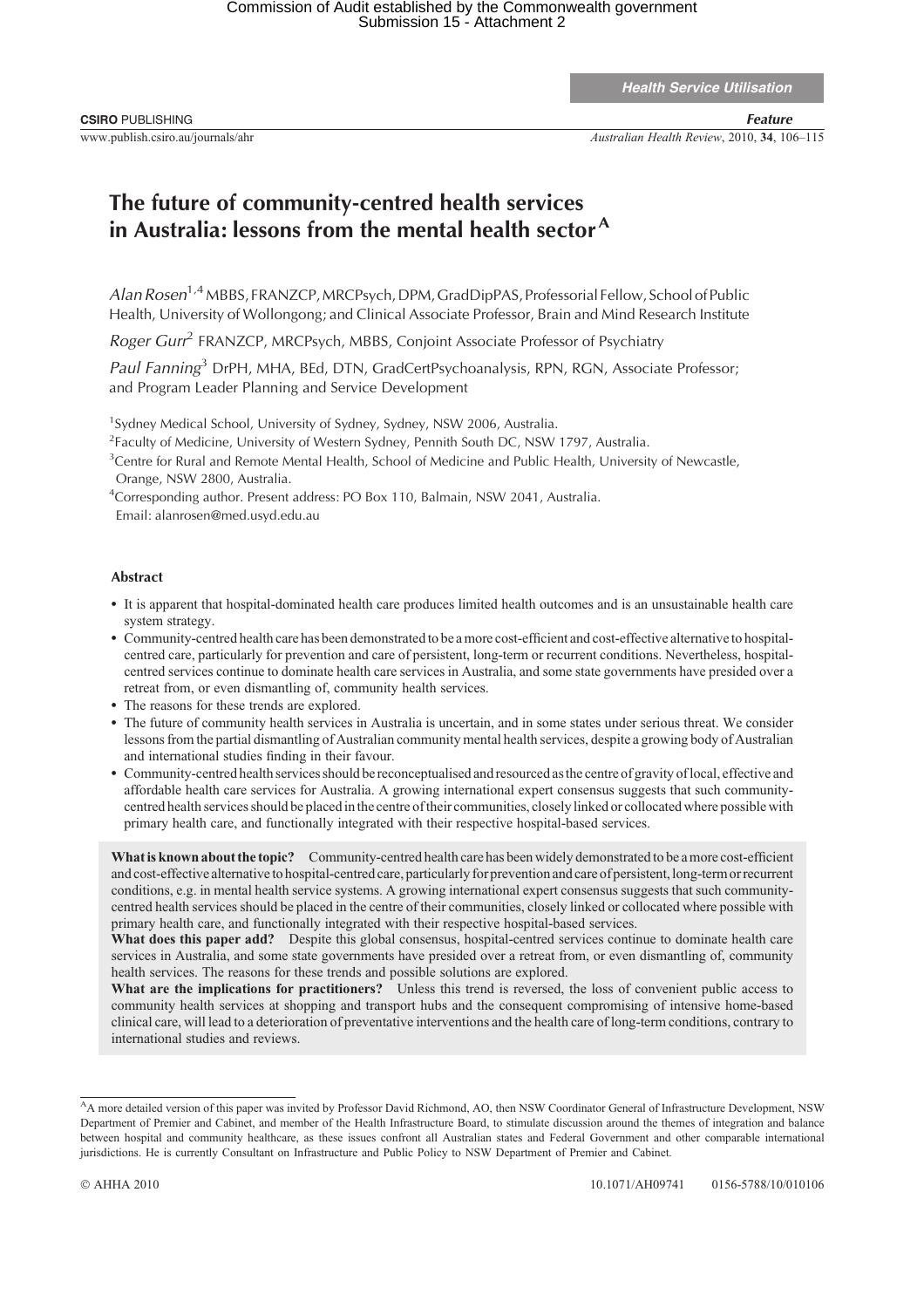Commission of Audit established by the Commonwealth government
Submission 15 - Attachment 2

**Health Service Utilisation**

**CSIRO** PUBLISHING

*Feature*

www.publish.csiro.au/journals/ahr

*Australian Health Review*, 2010, **34**, 106–115

# The future of community-centred health services in Australia: lessons from the mental health sector[A]

*Alan Rosen*[1,4] MBBS, FRANZCP, MRCPsych, DPM, GradDipPAS, Professorial Fellow, School of Public Health, University of Wollongong; and Clinical Associate Professor, Brain and Mind Research Institute

*Roger Gurr*[2] FRANZCP, MRCPsych, MBBS, Conjoint Associate Professor of Psychiatry

*Paul Fanning*[3] DrPH, MHA, BEd, DTN, GradCertPsychoanalysis, RPN, RGN, Associate Professor; and Program Leader Planning and Service Development

[1]Sydney Medical School, University of Sydney, Sydney, NSW 2006, Australia.

[2]Faculty of Medicine, University of Western Sydney, Pennith South DC, NSW 1797, Australia.

[3]Centre for Rural and Remote Mental Health, School of Medicine and Public Health, University of Newcastle, Orange, NSW 2800, Australia.

[4]Corresponding author. Present address: PO Box 110, Balmain, NSW 2041, Australia. Email: alanrosen@med.usyd.edu.au

## Abstract

- It is apparent that hospital-dominated health care produces limited health outcomes and is an unsustainable health care system strategy.
- Community-centred health care has been demonstrated to be a more cost-efficient and cost-effective alternative to hospital-centred care, particularly for prevention and care of persistent, long-term or recurrent conditions. Nevertheless, hospital-centred services continue to dominate health care services in Australia, and some state governments have presided over a retreat from, or even dismantling of, community health services.
- The reasons for these trends are explored.
- The future of community health services in Australia is uncertain, and in some states under serious threat. We consider lessons from the partial dismantling of Australian community mental health services, despite a growing body of Australian and international studies finding in their favour.
- Community-centred health services should be reconceptualised and resourced as the centre of gravity of local, effective and affordable health care services for Australia. A growing international expert consensus suggests that such community-centred health services should be placed in the centre of their communities, closely linked or collocated where possible with primary health care, and functionally integrated with their respective hospital-based services.

**What is known about the topic?** Community-centred health care has been widely demonstrated to be a more cost-efficient and cost-effective alternative to hospital-centred care, particularly for prevention and care of persistent, long-term or recurrent conditions, e.g. in mental health service systems. A growing international expert consensus suggests that such community-centred health services should be placed in the centre of their communities, closely linked or collocated where possible with primary health care, and functionally integrated with their respective hospital-based services.

**What does this paper add?** Despite this global consensus, hospital-centred services continue to dominate health care services in Australia, and some state governments have presided over a retreat from, or even dismantling of, community health services. The reasons for these trends and possible solutions are explored.

**What are the implications for practitioners?** Unless this trend is reversed, the loss of convenient public access to community health services at shopping and transport hubs and the consequent compromising of intensive home-based clinical care, will lead to a deterioration of preventative interventions and the health care of long-term conditions, contrary to international studies and reviews.

[A]A more detailed version of this paper was invited by Professor David Richmond, AO, then NSW Coordinator General of Infrastructure Development, NSW Department of Premier and Cabinet, and member of the Health Infrastructure Board, to stimulate discussion around the themes of integration and balance between hospital and community healthcare, as these issues confront all Australian states and Federal Government and other comparable international jurisdictions. He is currently Consultant on Infrastructure and Public Policy to NSW Department of Premier and Cabinet.

© AHHA 2010

10.1071/AH09741 0156-5788/10/010106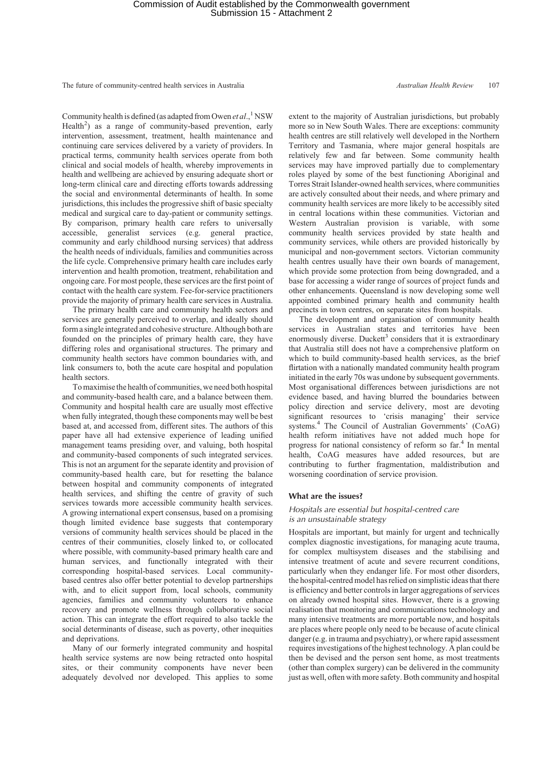Community health is defined (as adapted from Owen *et al*.,[1] NSW Health[2]) as a range of community-based prevention, early intervention, assessment, treatment, health maintenance and continuing care services delivered by a variety of providers. In practical terms, community health services operate from both clinical and social models of health, whereby improvements in health and wellbeing are achieved by ensuring adequate short or long-term clinical care and directing efforts towards addressing the social and environmental determinants of health. In some jurisdictions, this includes the progressive shift of basic specialty medical and surgical care to day-patient or community settings. By comparison, primary health care refers to universally accessible, generalist services (e.g. general practice, community and early childhood nursing services) that address the health needs of individuals, families and communities across the life cycle. Comprehensive primary health care includes early intervention and health promotion, treatment, rehabilitation and ongoing care. For most people, these services are the first point of contact with the health care system. Fee-for-service practitioners provide the majority of primary health care services in Australia.

The primary health care and community health sectors and services are generally perceived to overlap, and ideally should form a single integrated and cohesive structure. Although both are founded on the principles of primary health care, they have differing roles and organisational structures. The primary and community health sectors have common boundaries with, and link consumers to, both the acute care hospital and population health sectors.

To maximise the health of communities, we need both hospital and community-based health care, and a balance between them. Community and hospital health care are usually most effective when fully integrated, though these components may well be best based at, and accessed from, different sites. The authors of this paper have all had extensive experience of leading unified management teams presiding over, and valuing, both hospital and community-based components of such integrated services. This is not an argument for the separate identity and provision of community-based health care, but for resetting the balance between hospital and community components of integrated health services, and shifting the centre of gravity of such services towards more accessible community health services. A growing international expert consensus, based on a promising though limited evidence base suggests that contemporary versions of community health services should be placed in the centres of their communities, closely linked to, or collocated where possible, with community-based primary health care and human services, and functionally integrated with their corresponding hospital-based services. Local community-based centres also offer better potential to develop partnerships with, and to elicit support from, local schools, community agencies, families and community volunteers to enhance recovery and promote wellness through collaborative social action. This can integrate the effort required to also tackle the social determinants of disease, such as poverty, other inequities and deprivations.

Many of our formerly integrated community and hospital health service systems are now being retracted onto hospital sites, or their community components have never been adequately devolved nor developed. This applies to some extent to the majority of Australian jurisdictions, but probably more so in New South Wales. There are exceptions: community health centres are still relatively well developed in the Northern Territory and Tasmania, where major general hospitals are relatively few and far between. Some community health services may have improved partially due to complementary roles played by some of the best functioning Aboriginal and Torres Strait Islander-owned health services, where communities are actively consulted about their needs, and where primary and community health services are more likely to be accessibly sited in central locations within these communities. Victorian and Western Australian provision is variable, with some community health services provided by state health and community services, while others are provided historically by municipal and non-government sectors. Victorian community health centres usually have their own boards of management, which provide some protection from being downgraded, and a base for accessing a wider range of sources of project funds and other enhancements. Queensland is now developing some well appointed combined primary health and community health precincts in town centres, on separate sites from hospitals.

The development and organisation of community health services in Australian states and territories have been enormously diverse. Duckett[3] considers that it is extraordinary that Australia still does not have a comprehensive platform on which to build community-based health services, as the brief flirtation with a nationally mandated community health program initiated in the early 70s was undone by subsequent governments. Most organisational differences between jurisdictions are not evidence based, and having blurred the boundaries between policy direction and service delivery, most are devoting significant resources to 'crisis managing' their service systems.[4] The Council of Australian Governments' (CoAG) health reform initiatives have not added much hope for progress for national consistency of reform so far.[4] In mental health, CoAG measures have added resources, but are contributing to further fragmentation, maldistribution and worsening coordination of service provision.

## What are the issues?

### *Hospitals are essential but hospital-centred care is an unsustainable strategy*

Hospitals are important, but mainly for urgent and technically complex diagnostic investigations, for managing acute trauma, for complex multisystem diseases and the stabilising and intensive treatment of acute and severe recurrent conditions, particularly when they endanger life. For most other disorders, the hospital-centred model has relied on simplistic ideas that there is efficiency and better controls in larger aggregations of services on already owned hospital sites. However, there is a growing realisation that monitoring and communications technology and many intensive treatments are more portable now, and hospitals are places where people only need to be because of acute clinical danger (e.g. in trauma and psychiatry), or where rapid assessment requires investigations of the highest technology. A plan could be then be devised and the person sent home, as most treatments (other than complex surgery) can be delivered in the community just as well, often with more safety. Both community and hospital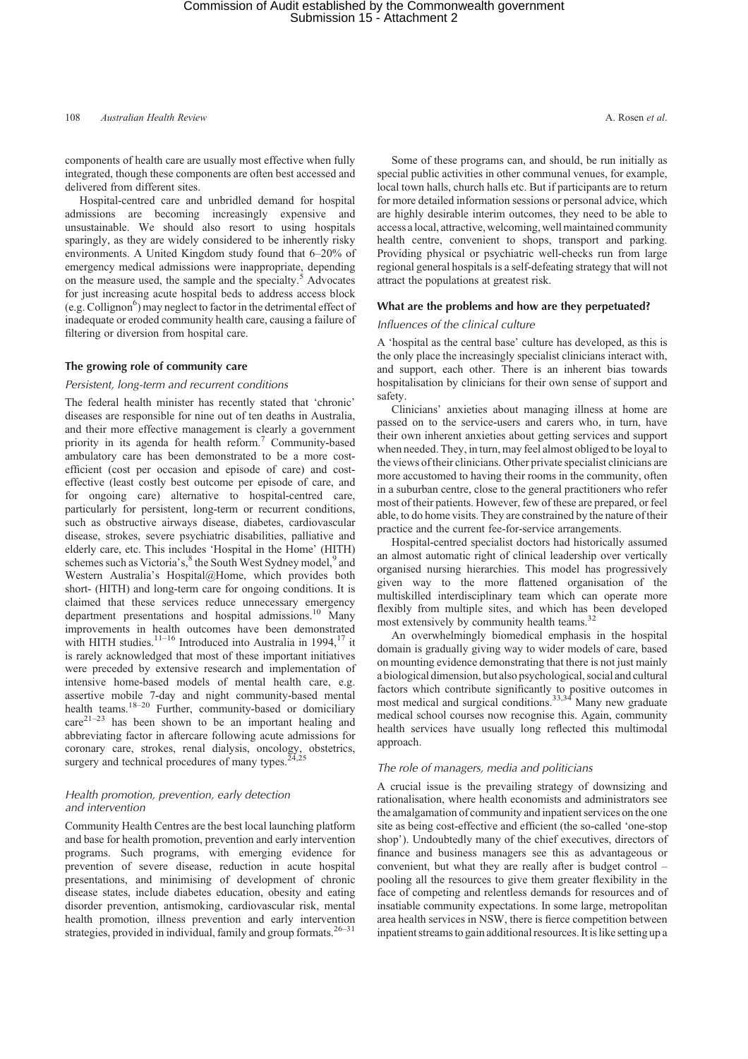components of health care are usually most effective when fully integrated, though these components are often best accessed and delivered from different sites.

Hospital-centred care and unbridled demand for hospital admissions are becoming increasingly expensive and unsustainable. We should also resort to using hospitals sparingly, as they are widely considered to be inherently risky environments. A United Kingdom study found that 6–20% of emergency medical admissions were inappropriate, depending on the measure used, the sample and the specialty.[5] Advocates for just increasing acute hospital beds to address access block (e.g. Collignon[6]) may neglect to factor in the detrimental effect of inadequate or eroded community health care, causing a failure of filtering or diversion from hospital care.

### The growing role of community care

#### *Persistent, long-term and recurrent conditions*

The federal health minister has recently stated that 'chronic' diseases are responsible for nine out of ten deaths in Australia, and their more effective management is clearly a government priority in its agenda for health reform.[7] Community-based ambulatory care has been demonstrated to be a more cost-efficient (cost per occasion and episode of care) and cost-effective (least costly best outcome per episode of care, and for ongoing care) alternative to hospital-centred care, particularly for persistent, long-term or recurrent conditions, such as obstructive airways disease, diabetes, cardiovascular disease, strokes, severe psychiatric disabilities, palliative and elderly care, etc. This includes 'Hospital in the Home' (HITH) schemes such as Victoria's,[8] the South West Sydney model,[9] and Western Australia's Hospital@Home, which provides both short- (HITH) and long-term care for ongoing conditions. It is claimed that these services reduce unnecessary emergency department presentations and hospital admissions.[10] Many improvements in health outcomes have been demonstrated with HITH studies.[11–16] Introduced into Australia in 1994,[17] it is rarely acknowledged that most of these important initiatives were preceded by extensive research and implementation of intensive home-based models of mental health care, e.g. assertive mobile 7-day and night community-based mental health teams.[18–20] Further, community-based or domiciliary care[21–23] has been shown to be an important healing and abbreviating factor in aftercare following acute admissions for coronary care, strokes, renal dialysis, oncology, obstetrics, surgery and technical procedures of many types.[24,25]

#### *Health promotion, prevention, early detection and intervention*

Community Health Centres are the best local launching platform and base for health promotion, prevention and early intervention programs. Such programs, with emerging evidence for prevention of severe disease, reduction in acute hospital presentations, and minimising of development of chronic disease states, include diabetes education, obesity and eating disorder prevention, antismoking, cardiovascular risk, mental health promotion, illness prevention and early intervention strategies, provided in individual, family and group formats.[26–31]

Some of these programs can, and should, be run initially as special public activities in other communal venues, for example, local town halls, church halls etc. But if participants are to return for more detailed information sessions or personal advice, which are highly desirable interim outcomes, they need to be able to access a local, attractive, welcoming, well maintained community health centre, convenient to shops, transport and parking. Providing physical or psychiatric well-checks run from large regional general hospitals is a self-defeating strategy that will not attract the populations at greatest risk.

### What are the problems and how are they perpetuated?

#### *Influences of the clinical culture*

A 'hospital as the central base' culture has developed, as this is the only place the increasingly specialist clinicians interact with, and support, each other. There is an inherent bias towards hospitalisation by clinicians for their own sense of support and safety.

Clinicians' anxieties about managing illness at home are passed on to the service-users and carers who, in turn, have their own inherent anxieties about getting services and support when needed. They, in turn, may feel almost obliged to be loyal to the views of their clinicians. Other private specialist clinicians are more accustomed to having their rooms in the community, often in a suburban centre, close to the general practitioners who refer most of their patients. However, few of these are prepared, or feel able, to do home visits. They are constrained by the nature of their practice and the current fee-for-service arrangements.

Hospital-centred specialist doctors had historically assumed an almost automatic right of clinical leadership over vertically organised nursing hierarchies. This model has progressively given way to the more flattened organisation of the multiskilled interdisciplinary team which can operate more flexibly from multiple sites, and which has been developed most extensively by community health teams.[32]

An overwhelmingly biomedical emphasis in the hospital domain is gradually giving way to wider models of care, based on mounting evidence demonstrating that there is not just mainly a biological dimension, but also psychological, social and cultural factors which contribute significantly to positive outcomes in most medical and surgical conditions.[33,34] Many new graduate medical school courses now recognise this. Again, community health services have usually long reflected this multimodal approach.

#### *The role of managers, media and politicians*

A crucial issue is the prevailing strategy of downsizing and rationalisation, where health economists and administrators see the amalgamation of community and inpatient services on the one site as being cost-effective and efficient (the so-called 'one-stop shop'). Undoubtedly many of the chief executives, directors of finance and business managers see this as advantageous or convenient, but what they are really after is budget control – pooling all the resources to give them greater flexibility in the face of competing and relentless demands for resources and of insatiable community expectations. In some large, metropolitan area health services in NSW, there is fierce competition between inpatient streams to gain additional resources. It is like setting up a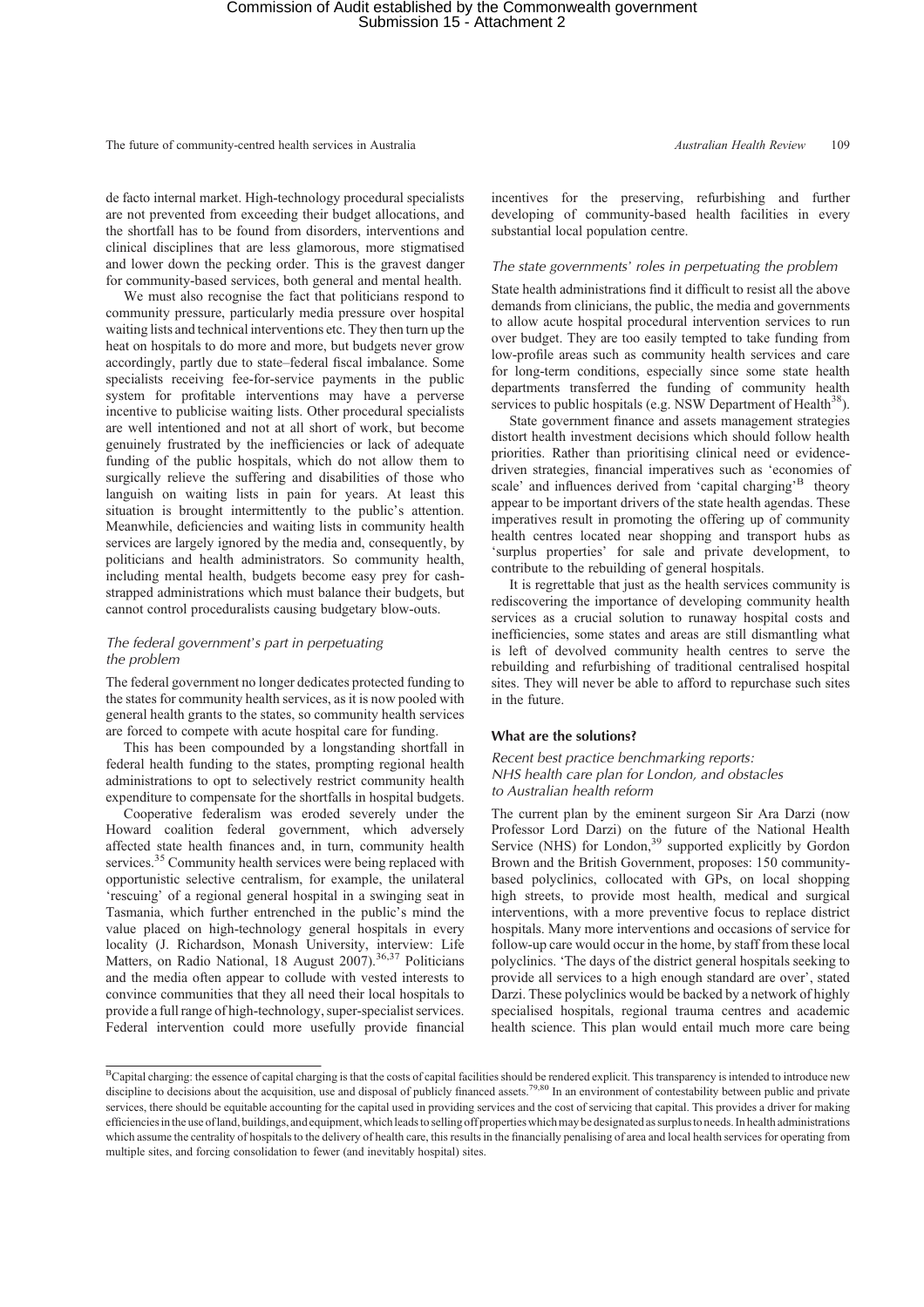de facto internal market. High-technology procedural specialists are not prevented from exceeding their budget allocations, and the shortfall has to be found from disorders, interventions and clinical disciplines that are less glamorous, more stigmatised and lower down the pecking order. This is the gravest danger for community-based services, both general and mental health.

We must also recognise the fact that politicians respond to community pressure, particularly media pressure over hospital waiting lists and technical interventions etc. They then turn up the heat on hospitals to do more and more, but budgets never grow accordingly, partly due to state–federal fiscal imbalance. Some specialists receiving fee-for-service payments in the public system for profitable interventions may have a perverse incentive to publicise waiting lists. Other procedural specialists are well intentioned and not at all short of work, but become genuinely frustrated by the inefficiencies or lack of adequate funding of the public hospitals, which do not allow them to surgically relieve the suffering and disabilities of those who languish on waiting lists in pain for years. At least this situation is brought intermittently to the public's attention. Meanwhile, deficiencies and waiting lists in community health services are largely ignored by the media and, consequently, by politicians and health administrators. So community health, including mental health, budgets become easy prey for cash-strapped administrations which must balance their budgets, but cannot control proceduralists causing budgetary blow-outs.

### *The federal government's part in perpetuating the problem*

The federal government no longer dedicates protected funding to the states for community health services, as it is now pooled with general health grants to the states, so community health services are forced to compete with acute hospital care for funding.

This has been compounded by a longstanding shortfall in federal health funding to the states, prompting regional health administrations to opt to selectively restrict community health expenditure to compensate for the shortfalls in hospital budgets.

Cooperative federalism was eroded severely under the Howard coalition federal government, which adversely affected state health finances and, in turn, community health services.[35] Community health services were being replaced with opportunistic selective centralism, for example, the unilateral 'rescuing' of a regional general hospital in a swinging seat in Tasmania, which further entrenched in the public's mind the value placed on high-technology general hospitals in every locality (J. Richardson, Monash University, interview: Life Matters, on Radio National, 18 August 2007).[36,37] Politicians and the media often appear to collude with vested interests to convince communities that they all need their local hospitals to provide a full range of high-technology, super-specialist services. Federal intervention could more usefully provide financial incentives for the preserving, refurbishing and further developing of community-based health facilities in every substantial local population centre.

### *The state governments' roles in perpetuating the problem*

State health administrations find it difficult to resist all the above demands from clinicians, the public, the media and governments to allow acute hospital procedural intervention services to run over budget. They are too easily tempted to take funding from low-profile areas such as community health services and care for long-term conditions, especially since some state health departments transferred the funding of community health services to public hospitals (e.g. NSW Department of Health[38]).

State government finance and assets management strategies distort health investment decisions which should follow health priorities. Rather than prioritising clinical need or evidence-driven strategies, financial imperatives such as 'economies of scale' and influences derived from 'capital charging'[B] theory appear to be important drivers of the state health agendas. These imperatives result in promoting the offering up of community health centres located near shopping and transport hubs as 'surplus properties' for sale and private development, to contribute to the rebuilding of general hospitals.

It is regrettable that just as the health services community is rediscovering the importance of developing community health services as a crucial solution to runaway hospital costs and inefficiencies, some states and areas are still dismantling what is left of devolved community health centres to serve the rebuilding and refurbishing of traditional centralised hospital sites. They will never be able to afford to repurchase such sites in the future.

## **What are the solutions?**

### *Recent best practice benchmarking reports: NHS health care plan for London, and obstacles to Australian health reform*

The current plan by the eminent surgeon Sir Ara Darzi (now Professor Lord Darzi) on the future of the National Health Service (NHS) for London,[39] supported explicitly by Gordon Brown and the British Government, proposes: 150 community-based polyclinics, collocated with GPs, on local shopping high streets, to provide most health, medical and surgical interventions, with a more preventive focus to replace district hospitals. Many more interventions and occasions of service for follow-up care would occur in the home, by staff from these local polyclinics. 'The days of the district general hospitals seeking to provide all services to a high enough standard are over', stated Darzi. These polyclinics would be backed by a network of highly specialised hospitals, regional trauma centres and academic health science. This plan would entail much more care being

---

[B]Capital charging: the essence of capital charging is that the costs of capital facilities should be rendered explicit. This transparency is intended to introduce new discipline to decisions about the acquisition, use and disposal of publicly financed assets.[79,80] In an environment of contestability between public and private services, there should be equitable accounting for the capital used in providing services and the cost of servicing that capital. This provides a driver for making efficiencies in the use of land, buildings, and equipment, which leads to selling off properties which may be designated as surplus to needs. In health administrations which assume the centrality of hospitals to the delivery of health care, this results in the financially penalising of area and local health services for operating from multiple sites, and forcing consolidation to fewer (and inevitably hospital) sites.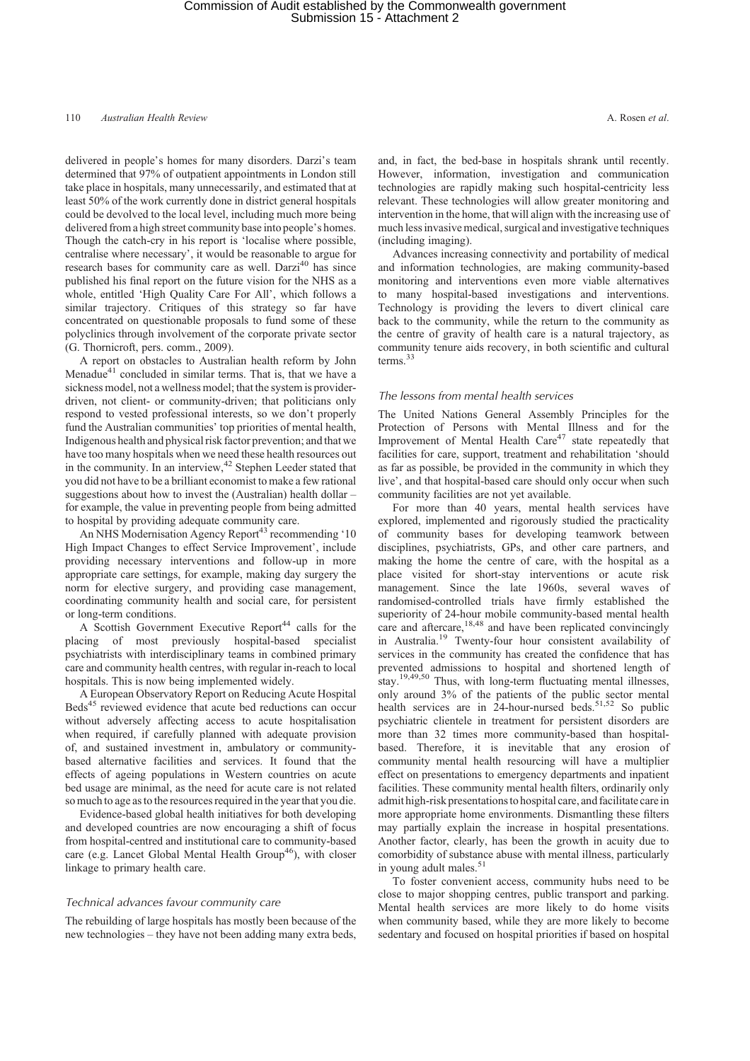delivered in people's homes for many disorders. Darzi's team determined that 97% of outpatient appointments in London still take place in hospitals, many unnecessarily, and estimated that at least 50% of the work currently done in district general hospitals could be devolved to the local level, including much more being delivered from a high street community base into people's homes. Though the catch-cry in his report is 'localise where possible, centralise where necessary', it would be reasonable to argue for research bases for community care as well. Darzi[40] has since published his final report on the future vision for the NHS as a whole, entitled 'High Quality Care For All', which follows a similar trajectory. Critiques of this strategy so far have concentrated on questionable proposals to fund some of these polyclinics through involvement of the corporate private sector (G. Thornicroft, pers. comm., 2009).

A report on obstacles to Australian health reform by John Menadue[41] concluded in similar terms. That is, that we have a sickness model, not a wellness model; that the system is provider-driven, not client- or community-driven; that politicians only respond to vested professional interests, so we don't properly fund the Australian communities' top priorities of mental health, Indigenous health and physical risk factor prevention; and that we have too many hospitals when we need these health resources out in the community. In an interview,[42] Stephen Leeder stated that you did not have to be a brilliant economist to make a few rational suggestions about how to invest the (Australian) health dollar – for example, the value in preventing people from being admitted to hospital by providing adequate community care.

An NHS Modernisation Agency Report[43] recommending '10 High Impact Changes to effect Service Improvement', include providing necessary interventions and follow-up in more appropriate care settings, for example, making day surgery the norm for elective surgery, and providing case management, coordinating community health and social care, for persistent or long-term conditions.

A Scottish Government Executive Report[44] calls for the placing of most previously hospital-based specialist psychiatrists with interdisciplinary teams in combined primary care and community health centres, with regular in-reach to local hospitals. This is now being implemented widely.

A European Observatory Report on Reducing Acute Hospital Beds[45] reviewed evidence that acute bed reductions can occur without adversely affecting access to acute hospitalisation when required, if carefully planned with adequate provision of, and sustained investment in, ambulatory or community-based alternative facilities and services. It found that the effects of ageing populations in Western countries on acute bed usage are minimal, as the need for acute care is not related so much to age as to the resources required in the year that you die.

Evidence-based global health initiatives for both developing and developed countries are now encouraging a shift of focus from hospital-centred and institutional care to community-based care (e.g. Lancet Global Mental Health Group[46]), with closer linkage to primary health care.

### Technical advances favour community care

The rebuilding of large hospitals has mostly been because of the new technologies – they have not been adding many extra beds, and, in fact, the bed-base in hospitals shrank until recently. However, information, investigation and communication technologies are rapidly making such hospital-centricity less relevant. These technologies will allow greater monitoring and intervention in the home, that will align with the increasing use of much less invasive medical, surgical and investigative techniques (including imaging).

Advances increasing connectivity and portability of medical and information technologies, are making community-based monitoring and interventions even more viable alternatives to many hospital-based investigations and interventions. Technology is providing the levers to divert clinical care back to the community, while the return to the community as the centre of gravity of health care is a natural trajectory, as community tenure aids recovery, in both scientific and cultural terms.[33]

### The lessons from mental health services

The United Nations General Assembly Principles for the Protection of Persons with Mental Illness and for the Improvement of Mental Health Care[47] state repeatedly that facilities for care, support, treatment and rehabilitation 'should as far as possible, be provided in the community in which they live', and that hospital-based care should only occur when such community facilities are not yet available.

For more than 40 years, mental health services have explored, implemented and rigorously studied the practicality of community bases for developing teamwork between disciplines, psychiatrists, GPs, and other care partners, and making the home the centre of care, with the hospital as a place visited for short-stay interventions or acute risk management. Since the late 1960s, several waves of randomised-controlled trials have firmly established the superiority of 24-hour mobile community-based mental health care and aftercare,[18,48] and have been replicated convincingly in Australia.[19] Twenty-four hour consistent availability of services in the community has created the confidence that has prevented admissions to hospital and shortened length of stay.[19,49,50] Thus, with long-term fluctuating mental illnesses, only around 3% of the patients of the public sector mental health services are in 24-hour-nursed beds.[51,52] So public psychiatric clientele in treatment for persistent disorders are more than 32 times more community-based than hospital-based. Therefore, it is inevitable that any erosion of community mental health resourcing will have a multiplier effect on presentations to emergency departments and inpatient facilities. These community mental health filters, ordinarily only admit high-risk presentations to hospital care, and facilitate care in more appropriate home environments. Dismantling these filters may partially explain the increase in hospital presentations. Another factor, clearly, has been the growth in acuity due to comorbidity of substance abuse with mental illness, particularly in young adult males.[51]

To foster convenient access, community hubs need to be close to major shopping centres, public transport and parking. Mental health services are more likely to do home visits when community based, while they are more likely to become sedentary and focused on hospital priorities if based on hospital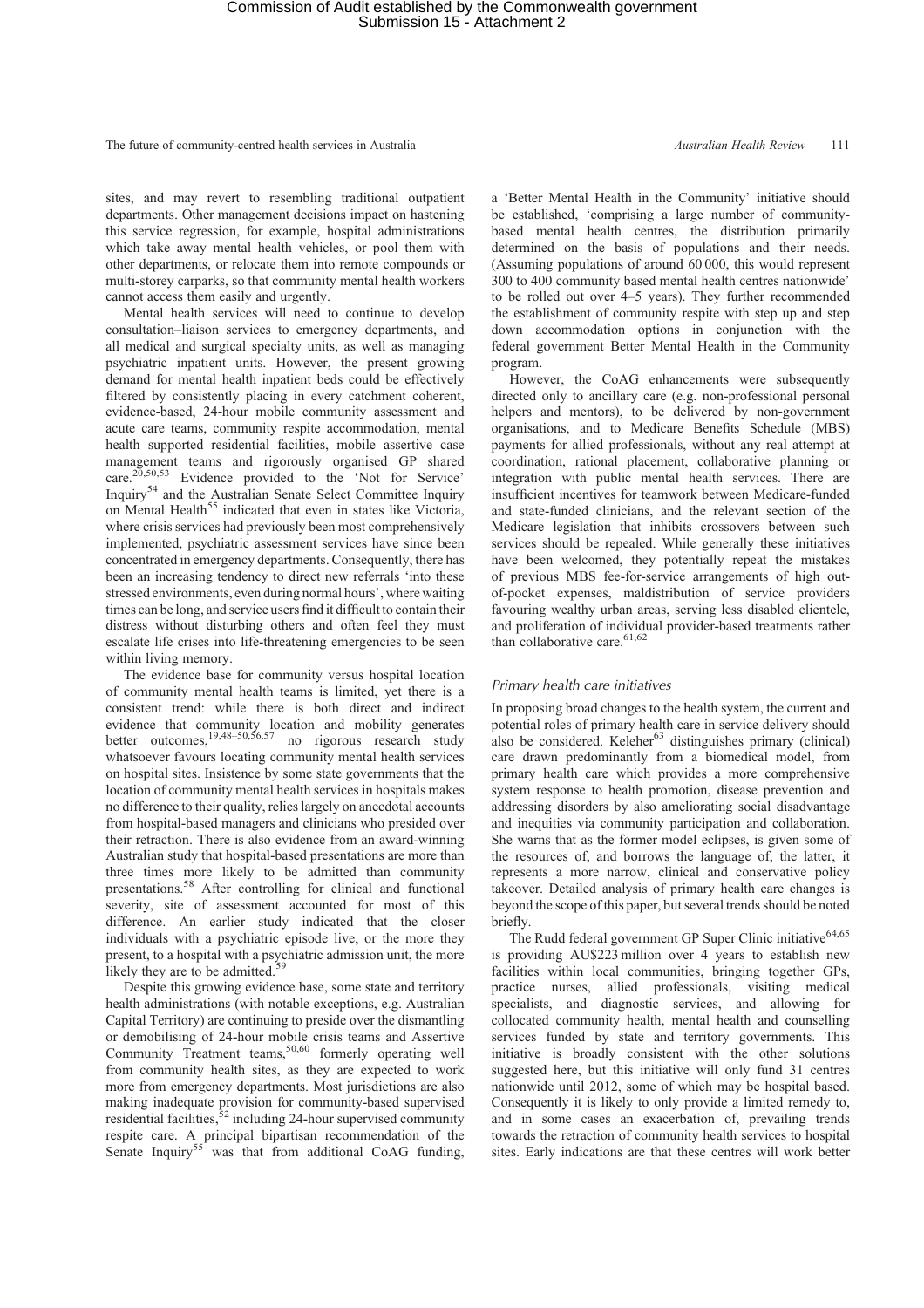sites, and may revert to resembling traditional outpatient departments. Other management decisions impact on hastening this service regression, for example, hospital administrations which take away mental health vehicles, or pool them with other departments, or relocate them into remote compounds or multi-storey carparks, so that community mental health workers cannot access them easily and urgently.

Mental health services will need to continue to develop consultation–liaison services to emergency departments, and all medical and surgical specialty units, as well as managing psychiatric inpatient units. However, the present growing demand for mental health inpatient beds could be effectively filtered by consistently placing in every catchment coherent, evidence-based, 24-hour mobile community assessment and acute care teams, community respite accommodation, mental health supported residential facilities, mobile assertive case management teams and rigorously organised GP shared care.[20,50,53] Evidence provided to the 'Not for Service' Inquiry[54] and the Australian Senate Select Committee Inquiry on Mental Health[55] indicated that even in states like Victoria, where crisis services had previously been most comprehensively implemented, psychiatric assessment services have since been concentrated in emergency departments. Consequently, there has been an increasing tendency to direct new referrals 'into these stressed environments, even during normal hours', where waiting times can be long, and service users find it difficult to contain their distress without disturbing others and often feel they must escalate life crises into life-threatening emergencies to be seen within living memory.

The evidence base for community versus hospital location of community mental health teams is limited, yet there is a consistent trend: while there is both direct and indirect evidence that community location and mobility generates better outcomes,[19,48–50,56,57] no rigorous research study whatsoever favours locating community mental health services on hospital sites. Insistence by some state governments that the location of community mental health services in hospitals makes no difference to their quality, relies largely on anecdotal accounts from hospital-based managers and clinicians who presided over their retraction. There is also evidence from an award-winning Australian study that hospital-based presentations are more than three times more likely to be admitted than community presentations.[58] After controlling for clinical and functional severity, site of assessment accounted for most of this difference. An earlier study indicated that the closer individuals with a psychiatric episode live, or the more they present, to a hospital with a psychiatric admission unit, the more likely they are to be admitted.[59]

Despite this growing evidence base, some state and territory health administrations (with notable exceptions, e.g. Australian Capital Territory) are continuing to preside over the dismantling or demobilising of 24-hour mobile crisis teams and Assertive Community Treatment teams,[50,60] formerly operating well from community health sites, as they are expected to work more from emergency departments. Most jurisdictions are also making inadequate provision for community-based supervised residential facilities,[52] including 24-hour supervised community respite care. A principal bipartisan recommendation of the Senate Inquiry[55] was that from additional CoAG funding, a 'Better Mental Health in the Community' initiative should be established, 'comprising a large number of community-based mental health centres, the distribution primarily determined on the basis of populations and their needs. (Assuming populations of around 60 000, this would represent 300 to 400 community based mental health centres nationwide' to be rolled out over 4–5 years). They further recommended the establishment of community respite with step up and step down accommodation options in conjunction with the federal government Better Mental Health in the Community program.

However, the CoAG enhancements were subsequently directed only to ancillary care (e.g. non-professional personal helpers and mentors), to be delivered by non-government organisations, and to Medicare Benefits Schedule (MBS) payments for allied professionals, without any real attempt at coordination, rational placement, collaborative planning or integration with public mental health services. There are insufficient incentives for teamwork between Medicare-funded and state-funded clinicians, and the relevant section of the Medicare legislation that inhibits crossovers between such services should be repealed. While generally these initiatives have been welcomed, they potentially repeat the mistakes of previous MBS fee-for-service arrangements of high out-of-pocket expenses, maldistribution of service providers favouring wealthy urban areas, serving less disabled clientele, and proliferation of individual provider-based treatments rather than collaborative care.[61,62]

### *Primary health care initiatives*

In proposing broad changes to the health system, the current and potential roles of primary health care in service delivery should also be considered. Keleher[63] distinguishes primary (clinical) care drawn predominantly from a biomedical model, from primary health care which provides a more comprehensive system response to health promotion, disease prevention and addressing disorders by also ameliorating social disadvantage and inequities via community participation and collaboration. She warns that as the former model eclipses, is given some of the resources of, and borrows the language of, the latter, it represents a more narrow, clinical and conservative policy takeover. Detailed analysis of primary health care changes is beyond the scope of this paper, but several trends should be noted briefly.

The Rudd federal government GP Super Clinic initiative[64,65] is providing AU$223 million over 4 years to establish new facilities within local communities, bringing together GPs, practice nurses, allied professionals, visiting medical specialists, and diagnostic services, and allowing for collocated community health, mental health and counselling services funded by state and territory governments. This initiative is broadly consistent with the other solutions suggested here, but this initiative will only fund 31 centres nationwide until 2012, some of which may be hospital based. Consequently it is likely to only provide a limited remedy to, and in some cases an exacerbation of, prevailing trends towards the retraction of community health services to hospital sites. Early indications are that these centres will work better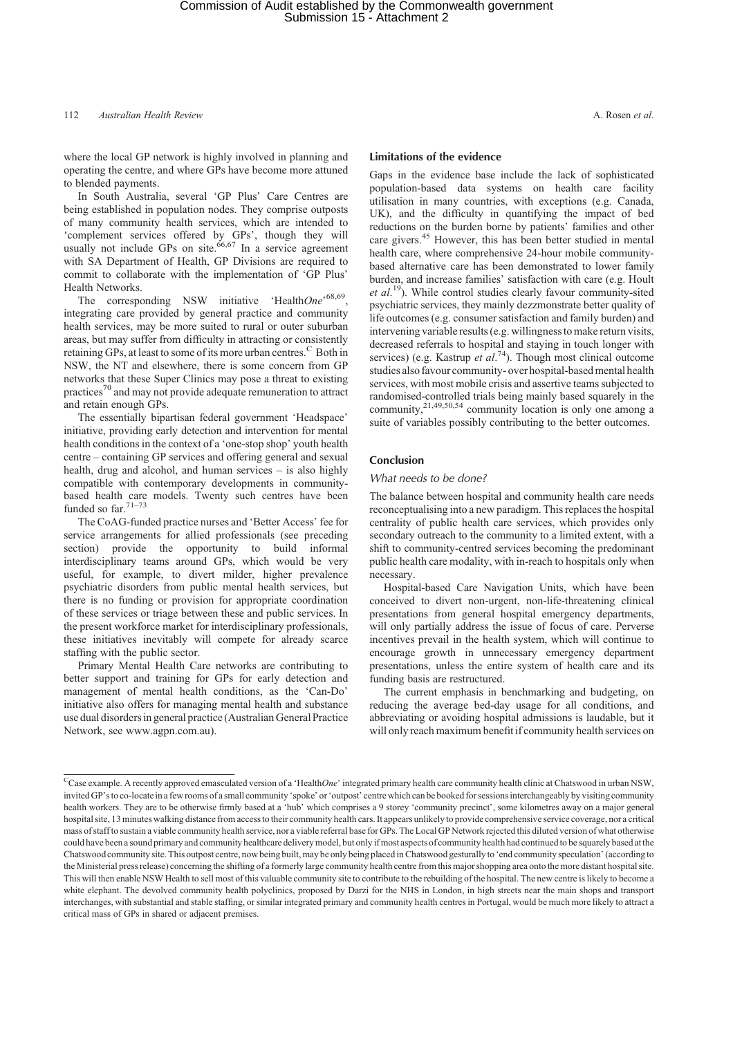where the local GP network is highly involved in planning and operating the centre, and where GPs have become more attuned to blended payments.

In South Australia, several 'GP Plus' Care Centres are being established in population nodes. They comprise outposts of many community health services, which are intended to 'complement services offered by GPs', though they will usually not include GPs on site.[66,67] In a service agreement with SA Department of Health, GP Divisions are required to commit to collaborate with the implementation of 'GP Plus' Health Networks.

The corresponding NSW initiative 'Health*One*'[68,69], integrating care provided by general practice and community health services, may be more suited to rural or outer suburban areas, but may suffer from difficulty in attracting or consistently retaining GPs, at least to some of its more urban centres.[C] Both in NSW, the NT and elsewhere, there is some concern from GP networks that these Super Clinics may pose a threat to existing practices[70] and may not provide adequate remuneration to attract and retain enough GPs.

The essentially bipartisan federal government 'Headspace' initiative, providing early detection and intervention for mental health conditions in the context of a 'one-stop shop' youth health centre – containing GP services and offering general and sexual health, drug and alcohol, and human services – is also highly compatible with contemporary developments in community-based health care models. Twenty such centres have been funded so far.[71–73]

The CoAG-funded practice nurses and 'Better Access' fee for service arrangements for allied professionals (see preceding section) provide the opportunity to build informal interdisciplinary teams around GPs, which would be very useful, for example, to divert milder, higher prevalence psychiatric disorders from public mental health services, but there is no funding or provision for appropriate coordination of these services or triage between these and public services. In the present workforce market for interdisciplinary professionals, these initiatives inevitably will compete for already scarce staffing with the public sector.

Primary Mental Health Care networks are contributing to better support and training for GPs for early detection and management of mental health conditions, as the 'Can-Do' initiative also offers for managing mental health and substance use dual disorders in general practice (Australian General Practice Network, see www.agpn.com.au).

### Limitations of the evidence

Gaps in the evidence base include the lack of sophisticated population-based data systems on health care facility utilisation in many countries, with exceptions (e.g. Canada, UK), and the difficulty in quantifying the impact of bed reductions on the burden borne by patients' families and other care givers.[45] However, this has been better studied in mental health care, where comprehensive 24-hour mobile community-based alternative care has been demonstrated to lower family burden, and increase families' satisfaction with care (e.g. Hoult *et al.*[19]). While control studies clearly favour community-sited psychiatric services, they mainly dezzmonstrate better quality of life outcomes (e.g. consumer satisfaction and family burden) and intervening variable results (e.g. willingness to make return visits, decreased referrals to hospital and staying in touch longer with services) (e.g. Kastrup *et al.*[74]). Though most clinical outcome studies also favour community- over hospital-based mental health services, with most mobile crisis and assertive teams subjected to randomised-controlled trials being mainly based squarely in the community,[21,49,50,54] community location is only one among a suite of variables possibly contributing to the better outcomes.

## Conclusion

### *What needs to be done?*

The balance between hospital and community health care needs reconceptualising into a new paradigm. This replaces the hospital centrality of public health care services, which provides only secondary outreach to the community to a limited extent, with a shift to community-centred services becoming the predominant public health care modality, with in-reach to hospitals only when necessary.

Hospital-based Care Navigation Units, which have been conceived to divert non-urgent, non-life-threatening clinical presentations from general hospital emergency departments, will only partially address the issue of focus of care. Perverse incentives prevail in the health system, which will continue to encourage growth in unnecessary emergency department presentations, unless the entire system of health care and its funding basis are restructured.

The current emphasis in benchmarking and budgeting, on reducing the average bed-day usage for all conditions, and abbreviating or avoiding hospital admissions is laudable, but it will only reach maximum benefit if community health services on

---

[C] Case example. A recently approved emasculated version of a 'Health*One*' integrated primary health care community health clinic at Chatswood in urban NSW, invited GP's to co-locate in a few rooms of a small community 'spoke' or 'outpost' centre which can be booked for sessions interchangeably by visiting community health workers. They are to be otherwise firmly based at a 'hub' which comprises a 9 storey 'community precinct', some kilometres away on a major general hospital site, 13 minutes walking distance from access to their community health cars. It appears unlikely to provide comprehensive service coverage, nor a critical mass of staff to sustain a viable community health service, nor a viable referral base for GPs. The Local GP Network rejected this diluted version of what otherwise could have been a sound primary and community healthcare delivery model, but only if most aspects of community health had continued to be squarely based at the Chatswood community site. This outpost centre, now being built, may be only being placed in Chatswood gesturally to 'end community speculation' (according to the Ministerial press release) concerning the shifting of a formerly large community health centre from this major shopping area onto the more distant hospital site. This will then enable NSW Health to sell most of this valuable community site to contribute to the rebuilding of the hospital. The new centre is likely to become a white elephant. The devolved community health polyclinics, proposed by Darzi for the NHS in London, in high streets near the main shops and transport interchanges, with substantial and stable staffing, or similar integrated primary and community health centres in Portugal, would be much more likely to attract a critical mass of GPs in shared or adjacent premises.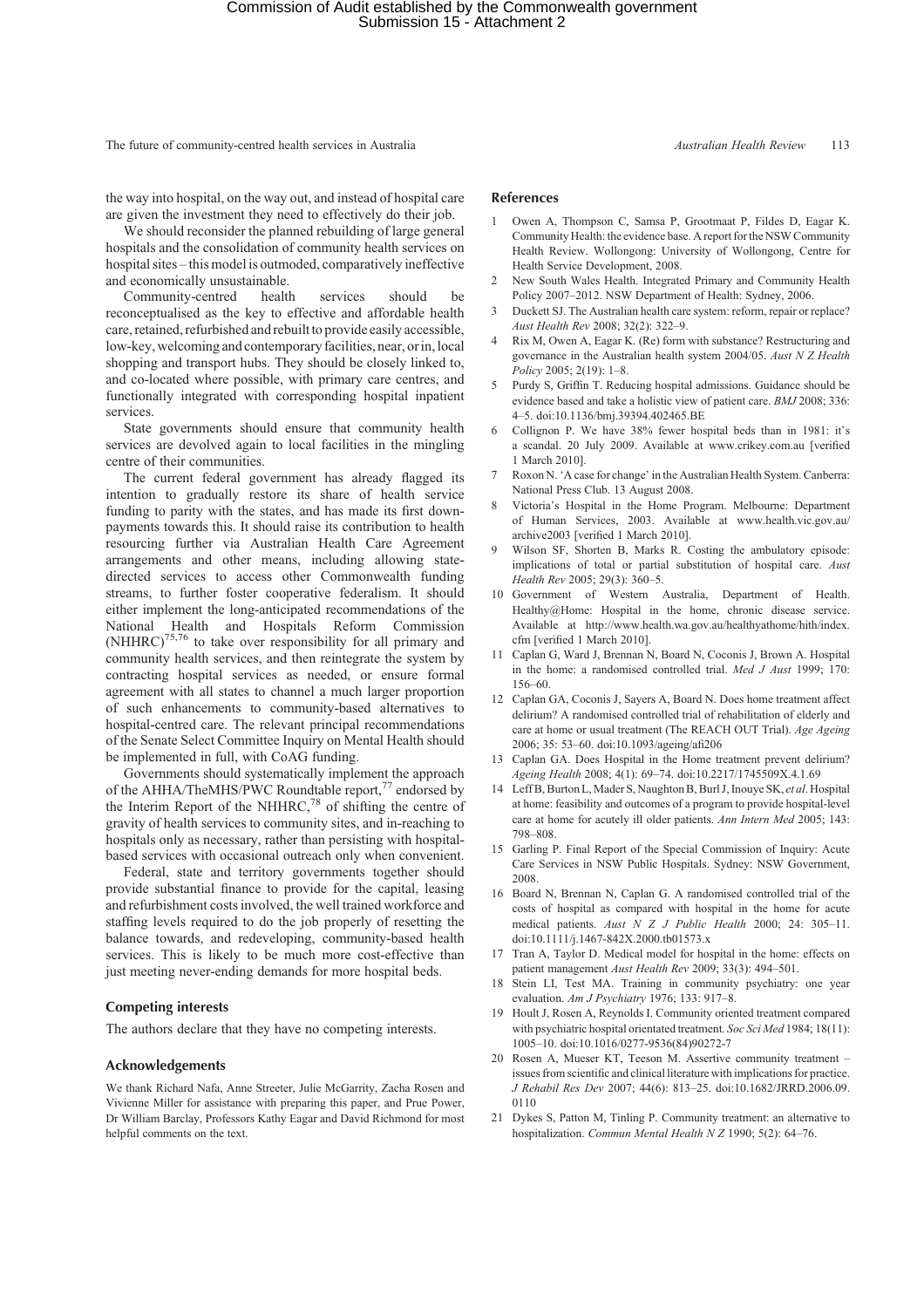the way into hospital, on the way out, and instead of hospital care are given the investment they need to effectively do their job.

We should reconsider the planned rebuilding of large general hospitals and the consolidation of community health services on hospital sites – this model is outmoded, comparatively ineffective and economically unsustainable.

Community-centred health services should be reconceptualised as the key to effective and affordable health care, retained, refurbished and rebuilt to provide easily accessible, low-key, welcoming and contemporary facilities, near, or in, local shopping and transport hubs. They should be closely linked to, and co-located where possible, with primary care centres, and functionally integrated with corresponding hospital inpatient services.

State governments should ensure that community health services are devolved again to local facilities in the mingling centre of their communities.

The current federal government has already flagged its intention to gradually restore its share of health service funding to parity with the states, and has made its first down-payments towards this. It should raise its contribution to health resourcing further via Australian Health Care Agreement arrangements and other means, including allowing state-directed services to access other Commonwealth funding streams, to further foster cooperative federalism. It should either implement the long-anticipated recommendations of the National Health and Hospitals Reform Commission (NHHRC)[75,76] to take over responsibility for all primary and community health services, and then reintegrate the system by contracting hospital services as needed, or ensure formal agreement with all states to channel a much larger proportion of such enhancements to community-based alternatives to hospital-centred care. The relevant principal recommendations of the Senate Select Committee Inquiry on Mental Health should be implemented in full, with CoAG funding.

Governments should systematically implement the approach of the AHHA/TheMHS/PWC Roundtable report,[77] endorsed by the Interim Report of the NHHRC,[78] of shifting the centre of gravity of health services to community sites, and in-reaching to hospitals only as necessary, rather than persisting with hospital-based services with occasional outreach only when convenient.

Federal, state and territory governments together should provide substantial finance to provide for the capital, leasing and refurbishment costs involved, the well trained workforce and staffing levels required to do the job properly of resetting the balance towards, and redeveloping, community-based health services. This is likely to be much more cost-effective than just meeting never-ending demands for more hospital beds.

## Competing interests

The authors declare that they have no competing interests.

## Acknowledgements

We thank Richard Nafa, Anne Streeter, Julie McGarrity, Zacha Rosen and Vivienne Miller for assistance with preparing this paper, and Prue Power, Dr William Barclay, Professors Kathy Eagar and David Richmond for most helpful comments on the text.

## References

1. Owen A, Thompson C, Samsa P, Grootmaat P, Fildes D, Eagar K. Community Health: the evidence base. A report for the NSW Community Health Review. Wollongong: University of Wollongong, Centre for Health Service Development, 2008.
2. New South Wales Health. Integrated Primary and Community Health Policy 2007–2012. NSW Department of Health: Sydney, 2006.
3. Duckett SJ. The Australian health care system: reform, repair or replace? *Aust Health Rev* 2008; 32(2): 322–9.
4. Rix M, Owen A, Eagar K. (Re) form with substance? Restructuring and governance in the Australian health system 2004/05. *Aust N Z Health Policy* 2005; 2(19): 1–8.
5. Purdy S, Griffin T. Reducing hospital admissions. Guidance should be evidence based and take a holistic view of patient care. *BMJ* 2008; 336: 4–5. doi:10.1136/bmj.39394.402465.BE
6. Collignon P. We have 38% fewer hospital beds than in 1981: it's a scandal. 20 July 2009. Available at www.crikey.com.au [verified 1 March 2010].
7. Roxon N. 'A case for change' in the Australian Health System. Canberra: National Press Club. 13 August 2008.
8. Victoria's Hospital in the Home Program. Melbourne: Department of Human Services, 2003. Available at www.health.vic.gov.au/archive2003 [verified 1 March 2010].
9. Wilson SF, Shorten B, Marks R. Costing the ambulatory episode: implications of total or partial substitution of hospital care. *Aust Health Rev* 2005; 29(3): 360–5.
10. Government of Western Australia, Department of Health. Healthy@Home: Hospital in the home, chronic disease service. Available at http://www.health.wa.gov.au/healthyathome/hith/index.cfm [verified 1 March 2010].
11. Caplan G, Ward J, Brennan N, Board N, Coconis J, Brown A. Hospital in the home: a randomised controlled trial. *Med J Aust* 1999; 170: 156–60.
12. Caplan GA, Coconis J, Sayers A, Board N. Does home treatment affect delirium? A randomised controlled trial of rehabilitation of elderly and care at home or usual treatment (The REACH OUT Trial). *Age Ageing* 2006; 35: 53–60. doi:10.1093/ageing/afi206
13. Caplan GA. Does Hospital in the Home treatment prevent delirium? *Ageing Health* 2008; 4(1): 69–74. doi:10.2217/1745509X.4.1.69
14. Leff B, Burton L, Mader S, Naughton B, Burl J, Inouye SK, *et al*. Hospital at home: feasibility and outcomes of a program to provide hospital-level care at home for acutely ill older patients. *Ann Intern Med* 2005; 143: 798–808.
15. Garling P. Final Report of the Special Commission of Inquiry: Acute Care Services in NSW Public Hospitals. Sydney: NSW Government, 2008.
16. Board N, Brennan N, Caplan G. A randomised controlled trial of the costs of hospital as compared with hospital in the home for acute medical patients. *Aust N Z J Public Health* 2000; 24: 305–11. doi:10.1111/j.1467-842X.2000.tb01573.x
17. Tran A, Taylor D. Medical model for hospital in the home: effects on patient management *Aust Health Rev* 2009; 33(3): 494–501.
18. Stein LI, Test MA. Training in community psychiatry: one year evaluation. *Am J Psychiatry* 1976; 133: 917–8.
19. Hoult J, Rosen A, Reynolds I. Community oriented treatment compared with psychiatric hospital orientated treatment. *Soc Sci Med* 1984; 18(11): 1005–10. doi:10.1016/0277-9536(84)90272-7
20. Rosen A, Mueser KT, Teeson M. Assertive community treatment – issues from scientific and clinical literature with implications for practice. *J Rehabil Res Dev* 2007; 44(6): 813–25. doi:10.1682/JRRD.2006.09.0110
21. Dykes S, Patton M, Tinling P. Community treatment: an alternative to hospitalization. *Commun Mental Health N Z* 1990; 5(2): 64–76.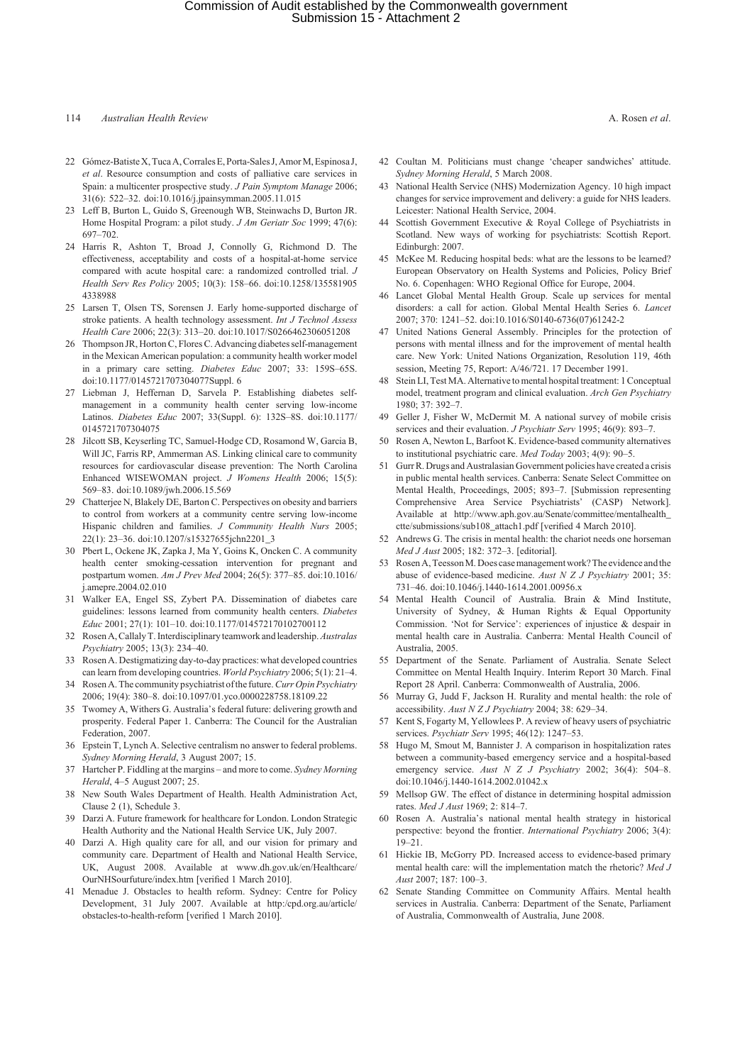22 Gómez-Batiste X, Tuca A, Corrales E, Porta-Sales J, Amor M, Espinosa J, *et al*. Resource consumption and costs of palliative care services in Spain: a multicenter prospective study. *J Pain Symptom Manage* 2006; 31(6): 522–32. doi:10.1016/j.jpainsymman.2005.11.015

23 Leff B, Burton L, Guido S, Greenough WB, Steinwachs D, Burton JR. Home Hospital Program: a pilot study. *J Am Geriatr Soc* 1999; 47(6): 697–702.

24 Harris R, Ashton T, Broad J, Connolly G, Richmond D. The effectiveness, acceptability and costs of a hospital-at-home service compared with acute hospital care: a randomized controlled trial. *J Health Serv Res Policy* 2005; 10(3): 158–66. doi:10.1258/1355819054338988

25 Larsen T, Olsen TS, Sorensen J. Early home-supported discharge of stroke patients. A health technology assessment. *Int J Technol Assess Health Care* 2006; 22(3): 313–20. doi:10.1017/S0266462306051208

26 Thompson JR, Horton C, Flores C. Advancing diabetes self-management in the Mexican American population: a community health worker model in a primary care setting. *Diabetes Educ* 2007; 33: 159S–65S. doi:10.1177/0145721707304077Suppl. 6

27 Liebman J, Heffernan D, Sarvela P. Establishing diabetes self-management in a community health center serving low-income Latinos. *Diabetes Educ* 2007; 33(Suppl. 6): 132S–8S. doi:10.1177/0145721707304075

28 Jilcott SB, Keyserling TC, Samuel-Hodge CD, Rosamond W, Garcia B, Will JC, Farris RP, Ammerman AS. Linking clinical care to community resources for cardiovascular disease prevention: The North Carolina Enhanced WISEWOMAN project. *J Womens Health* 2006; 15(5): 569–83. doi:10.1089/jwh.2006.15.569

29 Chatterjee N, Blakely DE, Barton C. Perspectives on obesity and barriers to control from workers at a community centre serving low-income Hispanic children and families. *J Community Health Nurs* 2005; 22(1): 23–36. doi:10.1207/s15327655jchn2201_3

30 Pbert L, Ockene JK, Zapka J, Ma Y, Goins K, Oncken C. A community health center smoking-cessation intervention for pregnant and postpartum women. *Am J Prev Med* 2004; 26(5): 377–85. doi:10.1016/j.amepre.2004.02.010

31 Walker EA, Engel SS, Zybert PA. Dissemination of diabetes care guidelines: lessons learned from community health centers. *Diabetes Educ* 2001; 27(1): 101–10. doi:10.1177/014572170102700112

32 Rosen A, Callaly T. Interdisciplinary teamwork and leadership. *Australas Psychiatry* 2005; 13(3): 234–40.

33 Rosen A. Destigmatizing day-to-day practices: what developed countries can learn from developing countries. *World Psychiatry* 2006; 5(1): 21–4.

34 Rosen A. The community psychiatrist of the future. *Curr Opin Psychiatry* 2006; 19(4): 380–8. doi:10.1097/01.yco.0000228758.18109.22

35 Twomey A, Withers G. Australia's federal future: delivering growth and prosperity. Federal Paper 1. Canberra: The Council for the Australian Federation, 2007.

36 Epstein T, Lynch A. Selective centralism no answer to federal problems. *Sydney Morning Herald*, 3 August 2007; 15.

37 Hartcher P. Fiddling at the margins – and more to come. *Sydney Morning Herald*, 4–5 August 2007; 25.

38 New South Wales Department of Health. Health Administration Act, Clause 2 (1), Schedule 3.

39 Darzi A. Future framework for healthcare for London. London Strategic Health Authority and the National Health Service UK, July 2007.

40 Darzi A. High quality care for all, and our vision for primary and community care. Department of Health and National Health Service, UK, August 2008. Available at www.dh.gov.uk/en/Healthcare/OurNHSourfuture/index.htm [verified 1 March 2010].

41 Menadue J. Obstacles to health reform. Sydney: Centre for Policy Development, 31 July 2007. Available at http:/cpd.org.au/article/obstacles-to-health-reform [verified 1 March 2010].

42 Coultan M. Politicians must change 'cheaper sandwiches' attitude. *Sydney Morning Herald*, 5 March 2008.

43 National Health Service (NHS) Modernization Agency. 10 high impact changes for service improvement and delivery: a guide for NHS leaders. Leicester: National Health Service, 2004.

44 Scottish Government Executive & Royal College of Psychiatrists in Scotland. New ways of working for psychiatrists: Scottish Report. Edinburgh: 2007.

45 McKee M. Reducing hospital beds: what are the lessons to be learned? European Observatory on Health Systems and Policies, Policy Brief No. 6. Copenhagen: WHO Regional Office for Europe, 2004.

46 Lancet Global Mental Health Group. Scale up services for mental disorders: a call for action. Global Mental Health Series 6. *Lancet* 2007; 370: 1241–52. doi:10.1016/S0140-6736(07)61242-2

47 United Nations General Assembly. Principles for the protection of persons with mental illness and for the improvement of mental health care. New York: United Nations Organization, Resolution 119, 46th session, Meeting 75, Report: A/46/721. 17 December 1991.

48 Stein LI, Test MA. Alternative to mental hospital treatment: 1 Conceptual model, treatment program and clinical evaluation. *Arch Gen Psychiatry* 1980; 37: 392–7.

49 Geller J, Fisher W, McDermit M. A national survey of mobile crisis services and their evaluation. *J Psychiatr Serv* 1995; 46(9): 893–7.

50 Rosen A, Newton L, Barfoot K. Evidence-based community alternatives to institutional psychiatric care. *Med Today* 2003; 4(9): 90–5.

51 Gurr R. Drugs and Australasian Government policies have created a crisis in public mental health services. Canberra: Senate Select Committee on Mental Health, Proceedings, 2005; 893–7. [Submission representing Comprehensive Area Service Psychiatrists' (CASP) Network]. Available at http://www.aph.gov.au/Senate/committee/mentalhealth_ctte/submissions/sub108_attach1.pdf [verified 4 March 2010].

52 Andrews G. The crisis in mental health: the chariot needs one horseman *Med J Aust* 2005; 182: 372–3. [editorial].

53 Rosen A, Teesson M. Does case management work? The evidence and the abuse of evidence-based medicine. *Aust N Z J Psychiatry* 2001; 35: 731–46. doi:10.1046/j.1440-1614.2001.00956.x

54 Mental Health Council of Australia. Brain & Mind Institute, University of Sydney, & Human Rights & Equal Opportunity Commission. 'Not for Service': experiences of injustice & despair in mental health care in Australia. Canberra: Mental Health Council of Australia, 2005.

55 Department of the Senate. Parliament of Australia. Senate Select Committee on Mental Health Inquiry. Interim Report 30 March. Final Report 28 April. Canberra: Commonwealth of Australia, 2006.

56 Murray G, Judd F, Jackson H. Rurality and mental health: the role of accessibility. *Aust N Z J Psychiatry* 2004; 38: 629–34.

57 Kent S, Fogarty M, Yellowlees P. A review of heavy users of psychiatric services. *Psychiatr Serv* 1995; 46(12): 1247–53.

58 Hugo M, Smout M, Bannister J. A comparison in hospitalization rates between a community-based emergency service and a hospital-based emergency service. *Aust N Z J Psychiatry* 2002; 36(4): 504–8. doi:10.1046/j.1440-1614.2002.01042.x

59 Mellsop GW. The effect of distance in determining hospital admission rates. *Med J Aust* 1969; 2: 814–7.

60 Rosen A. Australia's national mental health strategy in historical perspective: beyond the frontier. *International Psychiatry* 2006; 3(4): 19–21.

61 Hickie IB, McGorry PD. Increased access to evidence-based primary mental health care: will the implementation match the rhetoric? *Med J Aust* 2007; 187: 100–3.

62 Senate Standing Committee on Community Affairs. Mental health services in Australia. Canberra: Department of the Senate, Parliament of Australia, Commonwealth of Australia, June 2008.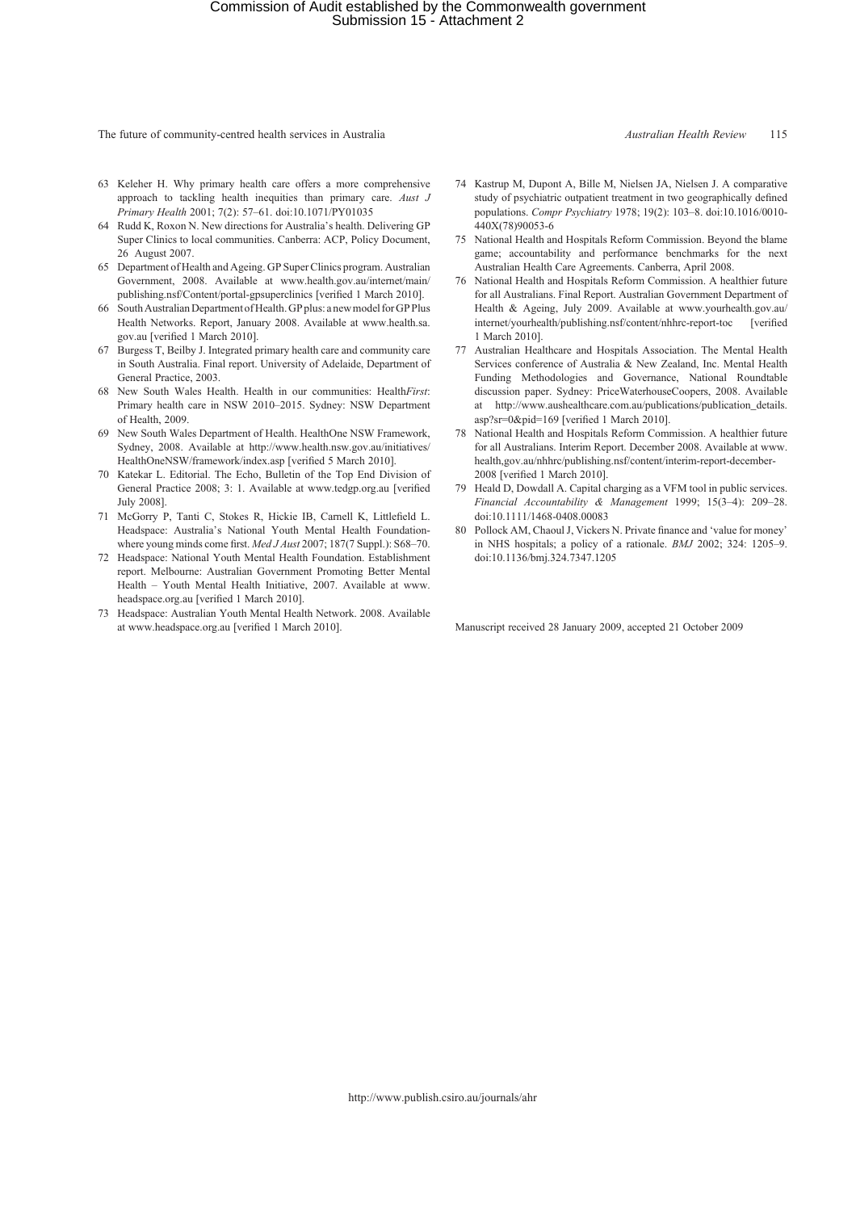63 Keleher H. Why primary health care offers a more comprehensive approach to tackling health inequities than primary care. *Aust J Primary Health* 2001; 7(2): 57–61. doi:10.1071/PY01035

64 Rudd K, Roxon N. New directions for Australia's health. Delivering GP Super Clinics to local communities. Canberra: ACP, Policy Document, 26 August 2007.

65 Department of Health and Ageing. GP Super Clinics program. Australian Government, 2008. Available at www.health.gov.au/internet/main/publishing.nsf/Content/portal-gpsuperclinics [verified 1 March 2010].

66 South Australian Department of Health. GP plus: a new model for GP Plus Health Networks. Report, January 2008. Available at www.health.sa.gov.au [verified 1 March 2010].

67 Burgess T, Beilby J. Integrated primary health care and community care in South Australia. Final report. University of Adelaide, Department of General Practice, 2003.

68 New South Wales Health. Health in our communities: Health*First*: Primary health care in NSW 2010–2015. Sydney: NSW Department of Health, 2009.

69 New South Wales Department of Health. HealthOne NSW Framework, Sydney, 2008. Available at http://www.health.nsw.gov.au/initiatives/HealthOneNSW/framework/index.asp [verified 5 March 2010].

70 Katekar L. Editorial. The Echo, Bulletin of the Top End Division of General Practice 2008; 3: 1. Available at www.tedgp.org.au [verified July 2008].

71 McGorry P, Tanti C, Stokes R, Hickie IB, Carnell K, Littlefield L. Headspace: Australia's National Youth Mental Health Foundation-where young minds come first. *Med J Aust* 2007; 187(7 Suppl.): S68–70.

72 Headspace: National Youth Mental Health Foundation. Establishment report. Melbourne: Australian Government Promoting Better Mental Health – Youth Mental Health Initiative, 2007. Available at www.headspace.org.au [verified 1 March 2010].

73 Headspace: Australian Youth Mental Health Network. 2008. Available at www.headspace.org.au [verified 1 March 2010].

74 Kastrup M, Dupont A, Bille M, Nielsen JA, Nielsen J. A comparative study of psychiatric outpatient treatment in two geographically defined populations. *Compr Psychiatry* 1978; 19(2): 103–8. doi:10.1016/0010-440X(78)90053-6

75 National Health and Hospitals Reform Commission. Beyond the blame game; accountability and performance benchmarks for the next Australian Health Care Agreements. Canberra, April 2008.

76 National Health and Hospitals Reform Commission. A healthier future for all Australians. Final Report. Australian Government Department of Health & Ageing, July 2009. Available at www.yourhealth.gov.au/internet/yourhealth/publishing.nsf/content/nhhrc-report-toc [verified 1 March 2010].

77 Australian Healthcare and Hospitals Association. The Mental Health Services conference of Australia & New Zealand, Inc. Mental Health Funding Methodologies and Governance, National Roundtable discussion paper. Sydney: PriceWaterhouseCoopers, 2008. Available at http://www.aushealthcare.com.au/publications/publication_details.asp?sr=0&pid=169 [verified 1 March 2010].

78 National Health and Hospitals Reform Commission. A healthier future for all Australians. Interim Report. December 2008. Available at www.health,gov.au/nhhrc/publishing.nsf/content/interim-report-december-2008 [verified 1 March 2010].

79 Heald D, Dowdall A. Capital charging as a VFM tool in public services. *Financial Accountability & Management* 1999; 15(3–4): 209–28. doi:10.1111/1468-0408.00083

80 Pollock AM, Chaoul J, Vickers N. Private finance and 'value for money' in NHS hospitals; a policy of a rationale. *BMJ* 2002; 324: 1205–9. doi:10.1136/bmj.324.7347.1205

Manuscript received 28 January 2009, accepted 21 October 2009